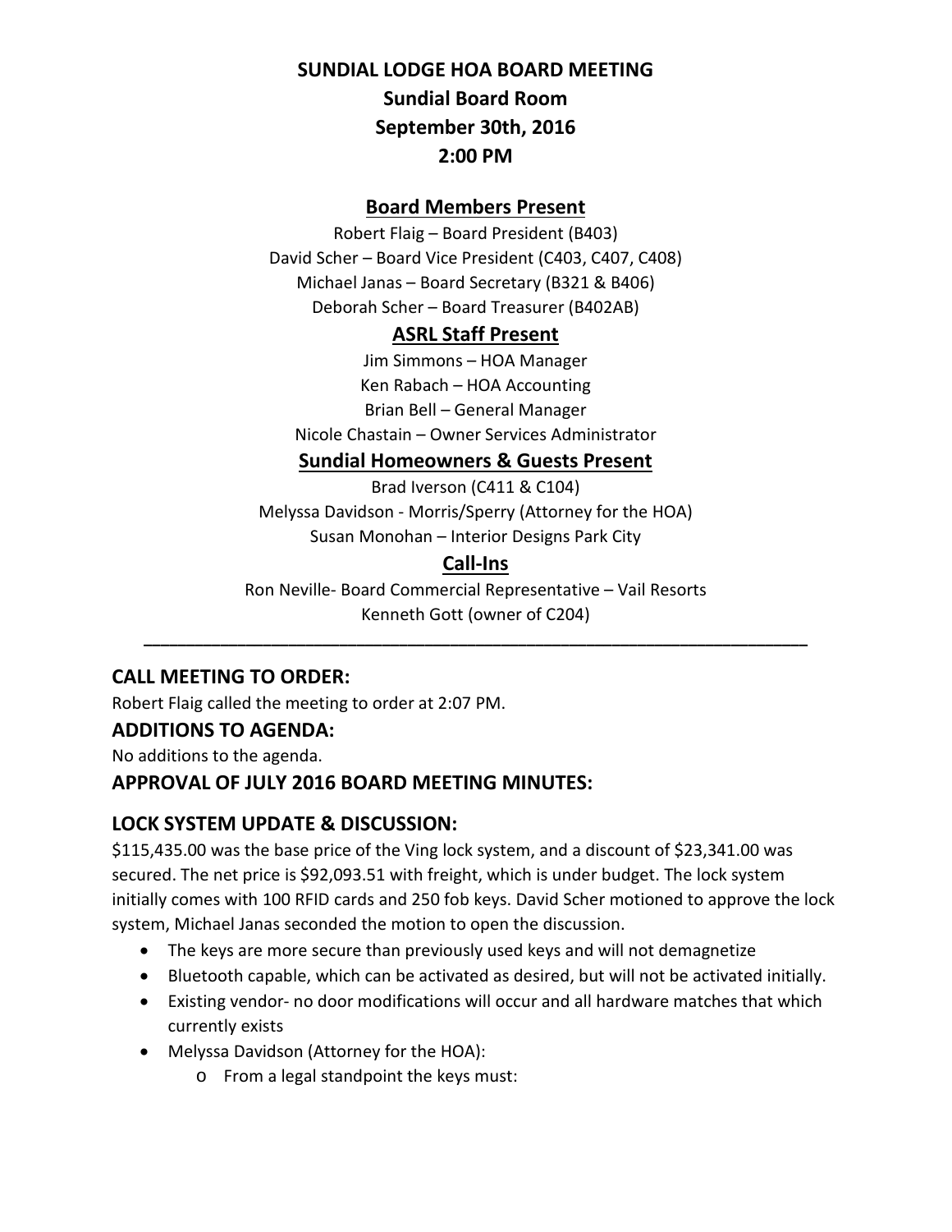# SUNDIAL LODGE HOA BOARD MEETING

**Sundial Board Room**

**September 30th, 2016**

**2:00 PM**

## Board Members Present

Robert Flaig – Board President (B403)

David Scher – Board Vice President (C403, C407, C408)

Michael Janas – Board Secretary (B321 & B406)

Deborah Scher – Board Treasurer (B402AB)

## ASRL Staff Present

Jim Simmons – HOA Manager

Ken Rabach – HOA Accounting

Brian Bell – General Manager

Nicole Chastain – Owner Services Administrator

## Sundial Homeowners & Guests Present

Brad Iverson (C411 & C104)

Melyssa Davidson - Morris/Sperry (Attorney for the HOA)

Susan Monohan – Interior Designs Park City

## Call-Ins

Ron Neville- Board Commercial Representative – Vail Resorts

Kenneth Gott (owner of C204)

---

## CALL MEETING TO ORDER:

Robert Flaig called the meeting to order at 2:07 PM.

## ADDITIONS TO AGENDA:

No additions to the agenda.

## APPROVAL OF JULY 2016 BOARD MEETING MINUTES:

## LOCK SYSTEM UPDATE & DISCUSSION:

$115,435.00 was the base price of the Ving lock system, and a discount of $23,341.00 was secured. The net price is $92,093.51 with freight, which is under budget. The lock system initially comes with 100 RFID cards and 250 fob keys. David Scher motioned to approve the lock system, Michael Janas seconded the motion to open the discussion.

- The keys are more secure than previously used keys and will not demagnetize
- Bluetooth capable, which can be activated as desired, but will not be activated initially.
- Existing vendor- no door modifications will occur and all hardware matches that which currently exists
- Melyssa Davidson (Attorney for the HOA):
  - From a legal standpoint the keys must: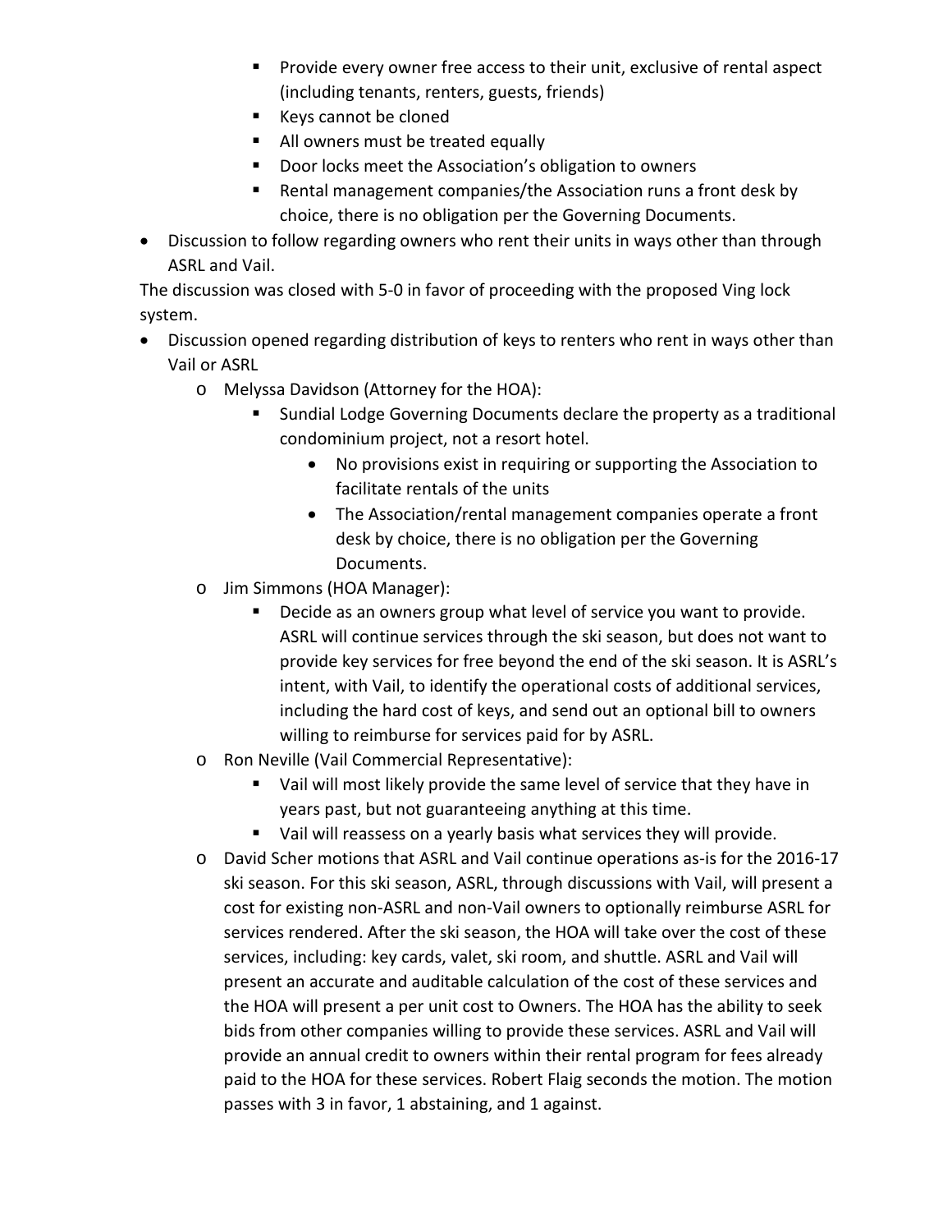- Provide every owner free access to their unit, exclusive of rental aspect (including tenants, renters, guests, friends)
        - Keys cannot be cloned
        - All owners must be treated equally
        - Door locks meet the Association's obligation to owners
        - Rental management companies/the Association runs a front desk by choice, there is no obligation per the Governing Documents.
- Discussion to follow regarding owners who rent their units in ways other than through ASRL and Vail.

The discussion was closed with 5-0 in favor of proceeding with the proposed Ving lock system.

- Discussion opened regarding distribution of keys to renters who rent in ways other than Vail or ASRL
    - Melyssa Davidson (Attorney for the HOA):
        - Sundial Lodge Governing Documents declare the property as a traditional condominium project, not a resort hotel.
            - No provisions exist in requiring or supporting the Association to facilitate rentals of the units
            - The Association/rental management companies operate a front desk by choice, there is no obligation per the Governing Documents.
    - Jim Simmons (HOA Manager):
        - Decide as an owners group what level of service you want to provide. ASRL will continue services through the ski season, but does not want to provide key services for free beyond the end of the ski season. It is ASRL's intent, with Vail, to identify the operational costs of additional services, including the hard cost of keys, and send out an optional bill to owners willing to reimburse for services paid for by ASRL.
    - Ron Neville (Vail Commercial Representative):
        - Vail will most likely provide the same level of service that they have in years past, but not guaranteeing anything at this time.
        - Vail will reassess on a yearly basis what services they will provide.
    - David Scher motions that ASRL and Vail continue operations as-is for the 2016-17 ski season. For this ski season, ASRL, through discussions with Vail, will present a cost for existing non-ASRL and non-Vail owners to optionally reimburse ASRL for services rendered. After the ski season, the HOA will take over the cost of these services, including: key cards, valet, ski room, and shuttle. ASRL and Vail will present an accurate and auditable calculation of the cost of these services and the HOA will present a per unit cost to Owners. The HOA has the ability to seek bids from other companies willing to provide these services. ASRL and Vail will provide an annual credit to owners within their rental program for fees already paid to the HOA for these services. Robert Flaig seconds the motion. The motion passes with 3 in favor, 1 abstaining, and 1 against.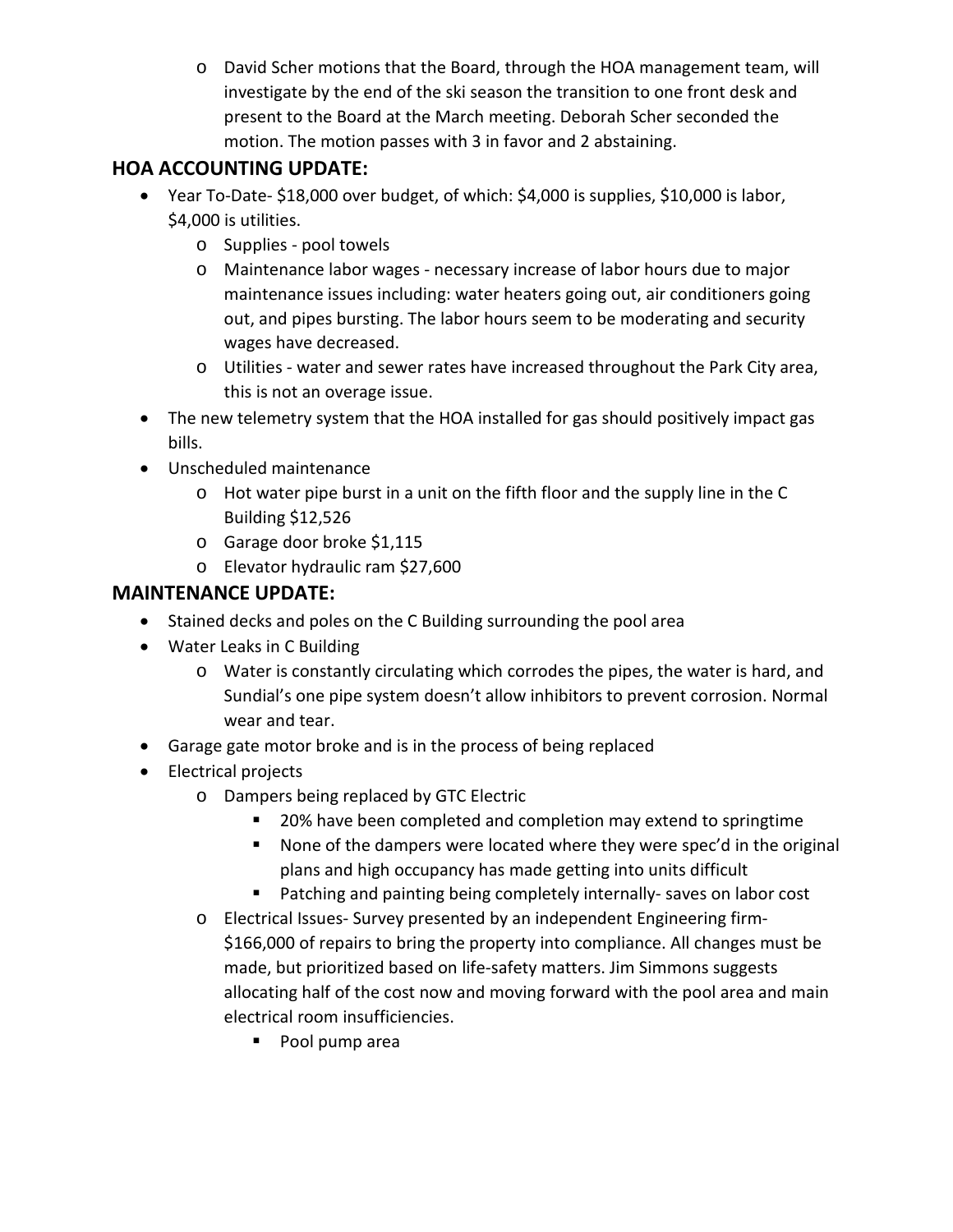- David Scher motions that the Board, through the HOA management team, will investigate by the end of the ski season the transition to one front desk and present to the Board at the March meeting. Deborah Scher seconded the motion. The motion passes with 3 in favor and 2 abstaining.

## HOA ACCOUNTING UPDATE:

- Year To-Date- $18,000 over budget, of which: $4,000 is supplies, $10,000 is labor, $4,000 is utilities.
  - Supplies - pool towels
  - Maintenance labor wages - necessary increase of labor hours due to major maintenance issues including: water heaters going out, air conditioners going out, and pipes bursting. The labor hours seem to be moderating and security wages have decreased.
  - Utilities - water and sewer rates have increased throughout the Park City area, this is not an overage issue.
- The new telemetry system that the HOA installed for gas should positively impact gas bills.
- Unscheduled maintenance
  - Hot water pipe burst in a unit on the fifth floor and the supply line in the C Building $12,526
  - Garage door broke $1,115
  - Elevator hydraulic ram $27,600

## MAINTENANCE UPDATE:

- Stained decks and poles on the C Building surrounding the pool area
- Water Leaks in C Building
  - Water is constantly circulating which corrodes the pipes, the water is hard, and Sundial's one pipe system doesn't allow inhibitors to prevent corrosion. Normal wear and tear.
- Garage gate motor broke and is in the process of being replaced
- Electrical projects
  - Dampers being replaced by GTC Electric
    - 20% have been completed and completion may extend to springtime
    - None of the dampers were located where they were spec'd in the original plans and high occupancy has made getting into units difficult
    - Patching and painting being completely internally- saves on labor cost
  - Electrical Issues- Survey presented by an independent Engineering firm- $166,000 of repairs to bring the property into compliance. All changes must be made, but prioritized based on life-safety matters. Jim Simmons suggests allocating half of the cost now and moving forward with the pool area and main electrical room insufficiencies.
    - Pool pump area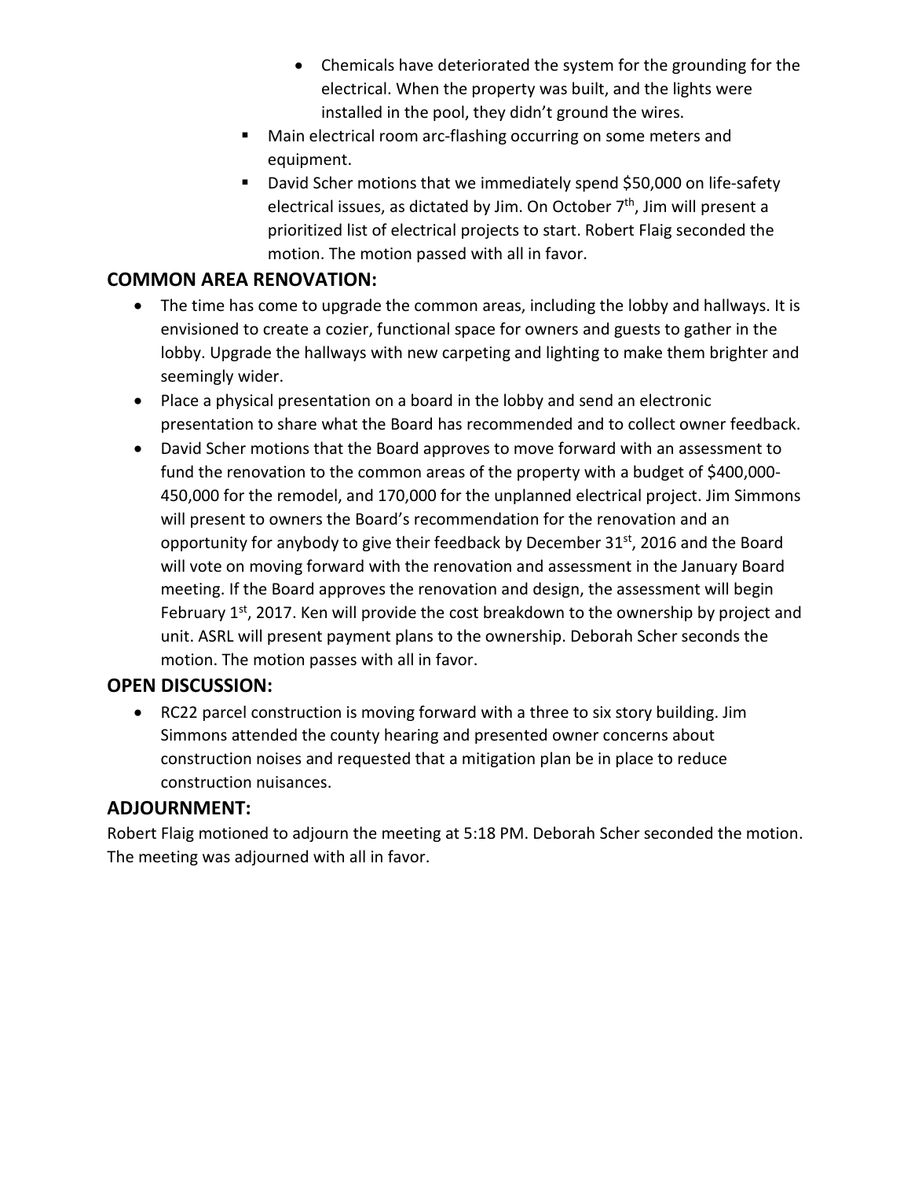- Chemicals have deteriorated the system for the grounding for the electrical. When the property was built, and the lights were installed in the pool, they didn't ground the wires.
    - Main electrical room arc-flashing occurring on some meters and equipment.
    - David Scher motions that we immediately spend $50,000 on life-safety electrical issues, as dictated by Jim. On October 7th, Jim will present a prioritized list of electrical projects to start. Robert Flaig seconded the motion. The motion passed with all in favor.

## COMMON AREA RENOVATION:

- The time has come to upgrade the common areas, including the lobby and hallways. It is envisioned to create a cozier, functional space for owners and guests to gather in the lobby. Upgrade the hallways with new carpeting and lighting to make them brighter and seemingly wider.
- Place a physical presentation on a board in the lobby and send an electronic presentation to share what the Board has recommended and to collect owner feedback.
- David Scher motions that the Board approves to move forward with an assessment to fund the renovation to the common areas of the property with a budget of $400,000-450,000 for the remodel, and 170,000 for the unplanned electrical project. Jim Simmons will present to owners the Board's recommendation for the renovation and an opportunity for anybody to give their feedback by December 31st, 2016 and the Board will vote on moving forward with the renovation and assessment in the January Board meeting. If the Board approves the renovation and design, the assessment will begin February 1st, 2017. Ken will provide the cost breakdown to the ownership by project and unit. ASRL will present payment plans to the ownership. Deborah Scher seconds the motion. The motion passes with all in favor.

## OPEN DISCUSSION:

- RC22 parcel construction is moving forward with a three to six story building. Jim Simmons attended the county hearing and presented owner concerns about construction noises and requested that a mitigation plan be in place to reduce construction nuisances.

## ADJOURNMENT:

Robert Flaig motioned to adjourn the meeting at 5:18 PM. Deborah Scher seconded the motion. The meeting was adjourned with all in favor.